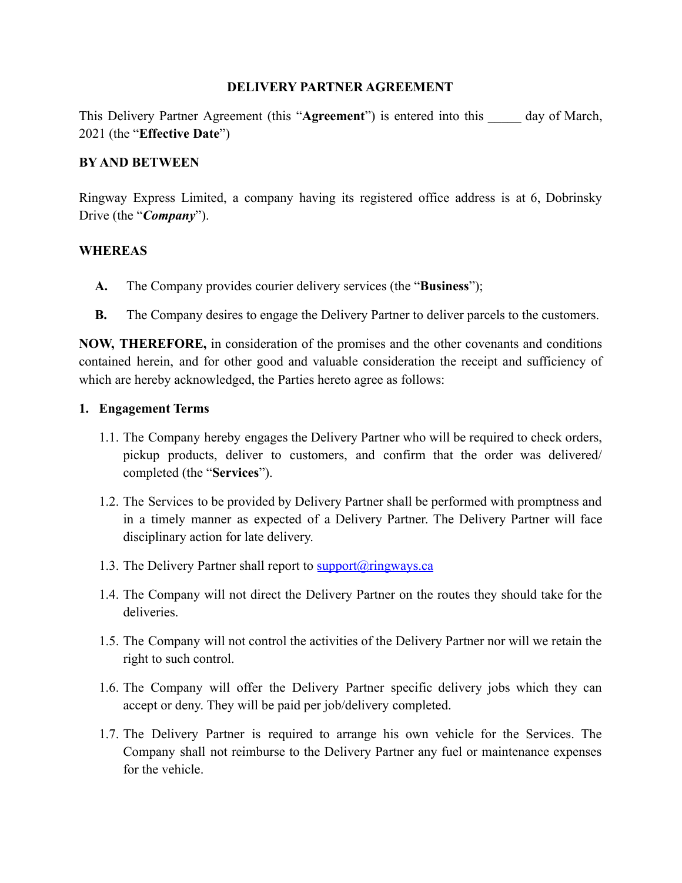**DELIVERY PARTNER AGREEMENT**

This Delivery Partner Agreement (this "**Agreement**") is entered into this _____ day of March, 2021 (the "**Effective Date**")

**BY AND BETWEEN**

Ringway Express Limited, a company having its registered office address is at 6, Dobrinsky Drive (the "***Company***").

**WHEREAS**

**A.** The Company provides courier delivery services (the "**Business**");

**B.** The Company desires to engage the Delivery Partner to deliver parcels to the customers.

**NOW, THEREFORE,** in consideration of the promises and the other covenants and conditions contained herein, and for other good and valuable consideration the receipt and sufficiency of which are hereby acknowledged, the Parties hereto agree as follows:

**1. Engagement Terms**

1.1. The Company hereby engages the Delivery Partner who will be required to check orders, pickup products, deliver to customers, and confirm that the order was delivered/ completed (the "**Services**").

1.2. The Services to be provided by Delivery Partner shall be performed with promptness and in a timely manner as expected of a Delivery Partner. The Delivery Partner will face disciplinary action for late delivery.

1.3. The Delivery Partner shall report to support@ringways.ca

1.4. The Company will not direct the Delivery Partner on the routes they should take for the deliveries.

1.5. The Company will not control the activities of the Delivery Partner nor will we retain the right to such control.

1.6. The Company will offer the Delivery Partner specific delivery jobs which they can accept or deny. They will be paid per job/delivery completed.

1.7. The Delivery Partner is required to arrange his own vehicle for the Services. The Company shall not reimburse to the Delivery Partner any fuel or maintenance expenses for the vehicle.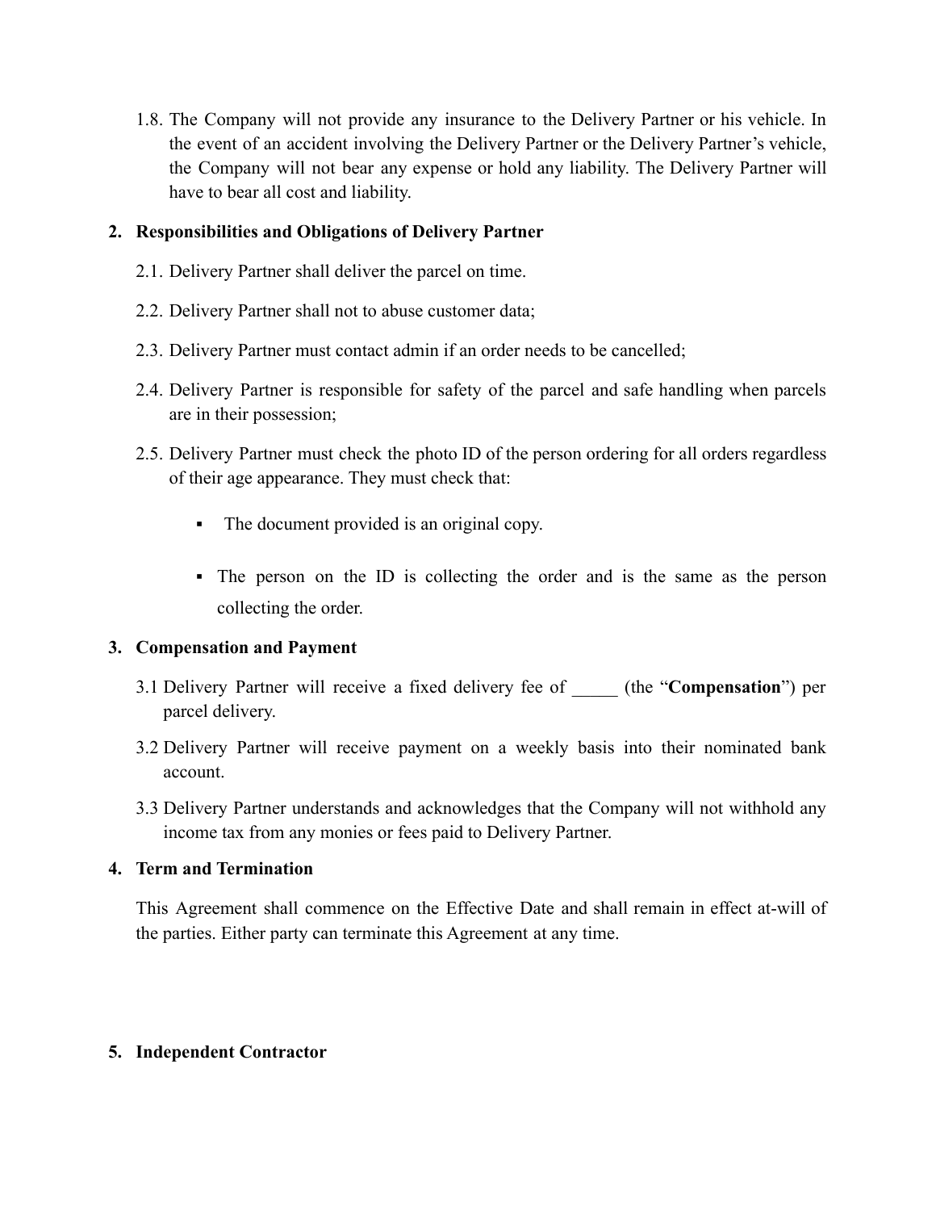1.8. The Company will not provide any insurance to the Delivery Partner or his vehicle. In the event of an accident involving the Delivery Partner or the Delivery Partner's vehicle, the Company will not bear any expense or hold any liability. The Delivery Partner will have to bear all cost and liability.

**2. Responsibilities and Obligations of Delivery Partner**

2.1. Delivery Partner shall deliver the parcel on time.

2.2. Delivery Partner shall not to abuse customer data;

2.3. Delivery Partner must contact admin if an order needs to be cancelled;

2.4. Delivery Partner is responsible for safety of the parcel and safe handling when parcels are in their possession;

2.5. Delivery Partner must check the photo ID of the person ordering for all orders regardless of their age appearance. They must check that:

- The document provided is an original copy.
- The person on the ID is collecting the order and is the same as the person collecting the order.

**3. Compensation and Payment**

3.1 Delivery Partner will receive a fixed delivery fee of _____ (the "**Compensation**") per parcel delivery.

3.2 Delivery Partner will receive payment on a weekly basis into their nominated bank account.

3.3 Delivery Partner understands and acknowledges that the Company will not withhold any income tax from any monies or fees paid to Delivery Partner.

**4. Term and Termination**

This Agreement shall commence on the Effective Date and shall remain in effect at-will of the parties. Either party can terminate this Agreement at any time.

**5. Independent Contractor**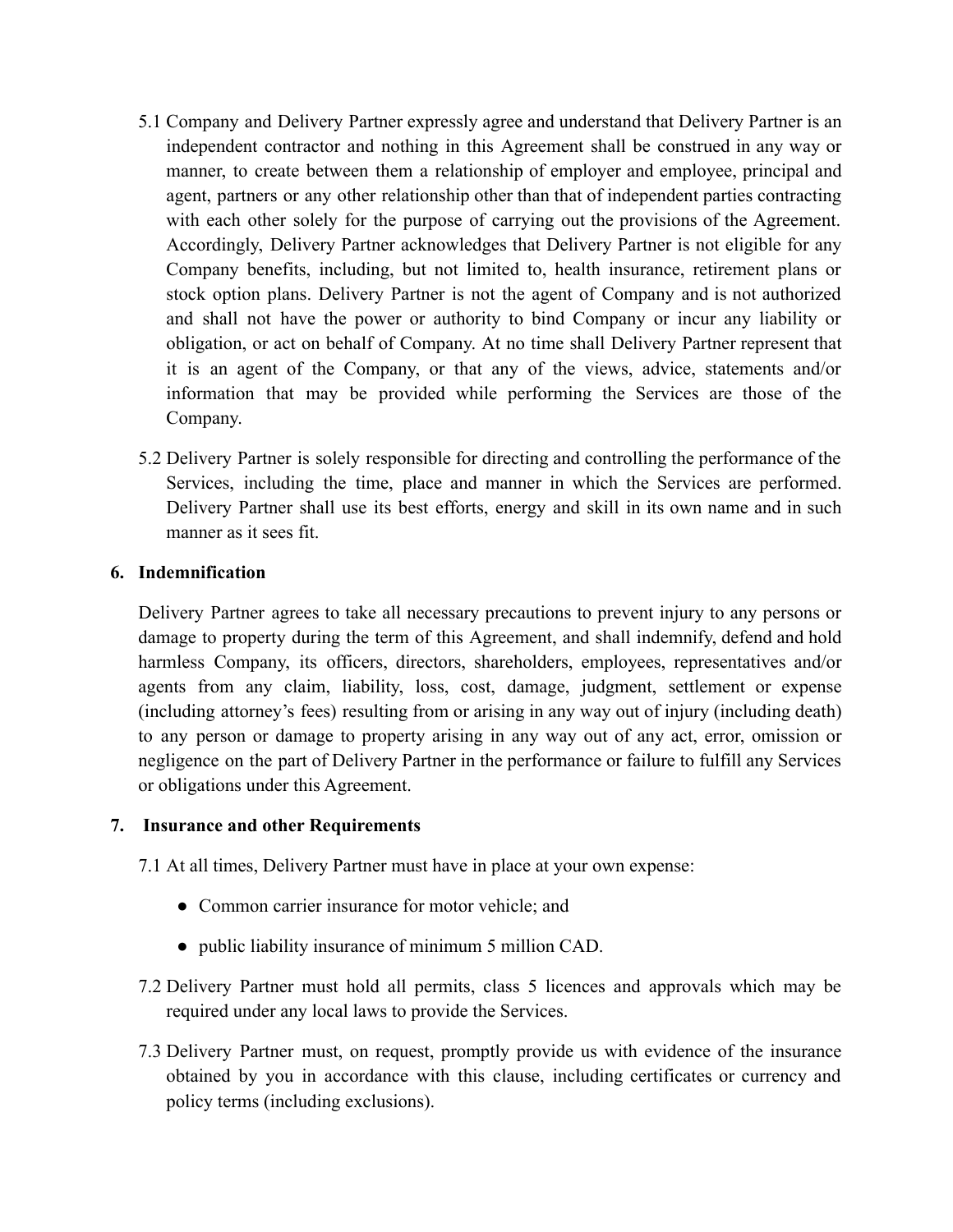5.1 Company and Delivery Partner expressly agree and understand that Delivery Partner is an independent contractor and nothing in this Agreement shall be construed in any way or manner, to create between them a relationship of employer and employee, principal and agent, partners or any other relationship other than that of independent parties contracting with each other solely for the purpose of carrying out the provisions of the Agreement. Accordingly, Delivery Partner acknowledges that Delivery Partner is not eligible for any Company benefits, including, but not limited to, health insurance, retirement plans or stock option plans. Delivery Partner is not the agent of Company and is not authorized and shall not have the power or authority to bind Company or incur any liability or obligation, or act on behalf of Company. At no time shall Delivery Partner represent that it is an agent of the Company, or that any of the views, advice, statements and/or information that may be provided while performing the Services are those of the Company.

5.2 Delivery Partner is solely responsible for directing and controlling the performance of the Services, including the time, place and manner in which the Services are performed. Delivery Partner shall use its best efforts, energy and skill in its own name and in such manner as it sees fit.

## 6. Indemnification

Delivery Partner agrees to take all necessary precautions to prevent injury to any persons or damage to property during the term of this Agreement, and shall indemnify, defend and hold harmless Company, its officers, directors, shareholders, employees, representatives and/or agents from any claim, liability, loss, cost, damage, judgment, settlement or expense (including attorney's fees) resulting from or arising in any way out of injury (including death) to any person or damage to property arising in any way out of any act, error, omission or negligence on the part of Delivery Partner in the performance or failure to fulfill any Services or obligations under this Agreement.

## 7. Insurance and other Requirements

7.1 At all times, Delivery Partner must have in place at your own expense:

- Common carrier insurance for motor vehicle; and
- public liability insurance of minimum 5 million CAD.

7.2 Delivery Partner must hold all permits, class 5 licences and approvals which may be required under any local laws to provide the Services.

7.3 Delivery Partner must, on request, promptly provide us with evidence of the insurance obtained by you in accordance with this clause, including certificates or currency and policy terms (including exclusions).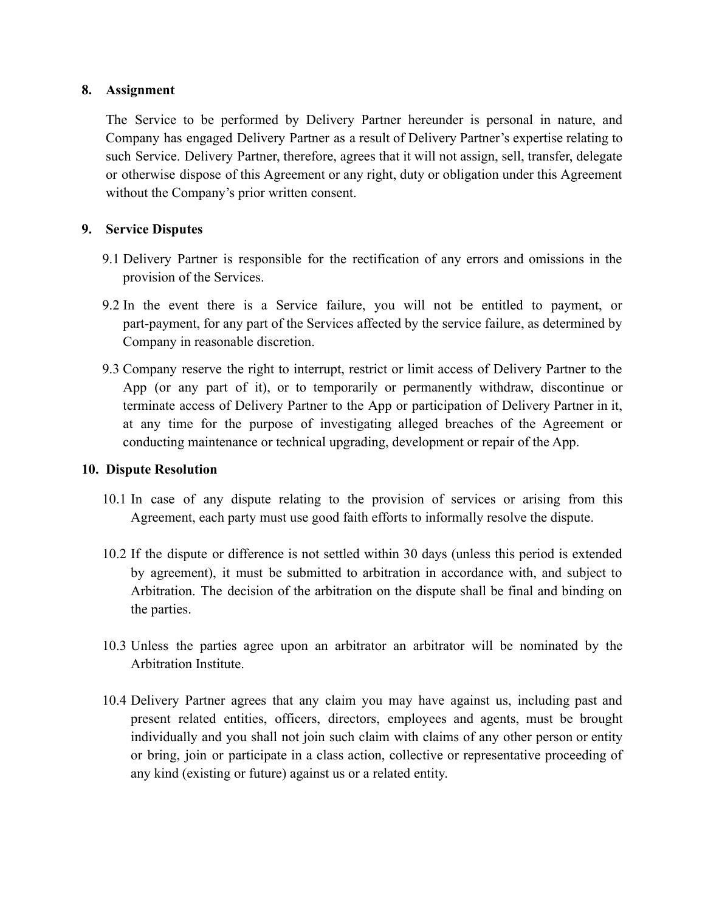## 8. Assignment

The Service to be performed by Delivery Partner hereunder is personal in nature, and Company has engaged Delivery Partner as a result of Delivery Partner's expertise relating to such Service. Delivery Partner, therefore, agrees that it will not assign, sell, transfer, delegate or otherwise dispose of this Agreement or any right, duty or obligation under this Agreement without the Company's prior written consent.

## 9. Service Disputes

9.1 Delivery Partner is responsible for the rectification of any errors and omissions in the provision of the Services.

9.2 In the event there is a Service failure, you will not be entitled to payment, or part-payment, for any part of the Services affected by the service failure, as determined by Company in reasonable discretion.

9.3 Company reserve the right to interrupt, restrict or limit access of Delivery Partner to the App (or any part of it), or to temporarily or permanently withdraw, discontinue or terminate access of Delivery Partner to the App or participation of Delivery Partner in it, at any time for the purpose of investigating alleged breaches of the Agreement or conducting maintenance or technical upgrading, development or repair of the App.

## 10. Dispute Resolution

10.1 In case of any dispute relating to the provision of services or arising from this Agreement, each party must use good faith efforts to informally resolve the dispute.

10.2 If the dispute or difference is not settled within 30 days (unless this period is extended by agreement), it must be submitted to arbitration in accordance with, and subject to Arbitration. The decision of the arbitration on the dispute shall be final and binding on the parties.

10.3 Unless the parties agree upon an arbitrator an arbitrator will be nominated by the Arbitration Institute.

10.4 Delivery Partner agrees that any claim you may have against us, including past and present related entities, officers, directors, employees and agents, must be brought individually and you shall not join such claim with claims of any other person or entity or bring, join or participate in a class action, collective or representative proceeding of any kind (existing or future) against us or a related entity.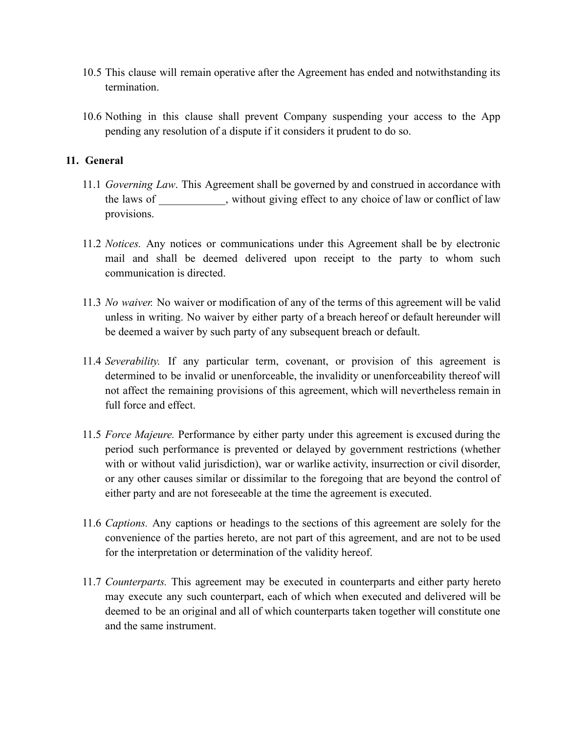10.5 This clause will remain operative after the Agreement has ended and notwithstanding its termination.

10.6 Nothing in this clause shall prevent Company suspending your access to the App pending any resolution of a dispute if it considers it prudent to do so.

## 11. General

11.1 *Governing Law*. This Agreement shall be governed by and construed in accordance with the laws of ____________, without giving effect to any choice of law or conflict of law provisions.

11.2 *Notices.* Any notices or communications under this Agreement shall be by electronic mail and shall be deemed delivered upon receipt to the party to whom such communication is directed.

11.3 *No waiver.* No waiver or modification of any of the terms of this agreement will be valid unless in writing. No waiver by either party of a breach hereof or default hereunder will be deemed a waiver by such party of any subsequent breach or default.

11.4 *Severability.* If any particular term, covenant, or provision of this agreement is determined to be invalid or unenforceable, the invalidity or unenforceability thereof will not affect the remaining provisions of this agreement, which will nevertheless remain in full force and effect.

11.5 *Force Majeure.* Performance by either party under this agreement is excused during the period such performance is prevented or delayed by government restrictions (whether with or without valid jurisdiction), war or warlike activity, insurrection or civil disorder, or any other causes similar or dissimilar to the foregoing that are beyond the control of either party and are not foreseeable at the time the agreement is executed.

11.6 *Captions.* Any captions or headings to the sections of this agreement are solely for the convenience of the parties hereto, are not part of this agreement, and are not to be used for the interpretation or determination of the validity hereof.

11.7 *Counterparts.* This agreement may be executed in counterparts and either party hereto may execute any such counterpart, each of which when executed and delivered will be deemed to be an original and all of which counterparts taken together will constitute one and the same instrument.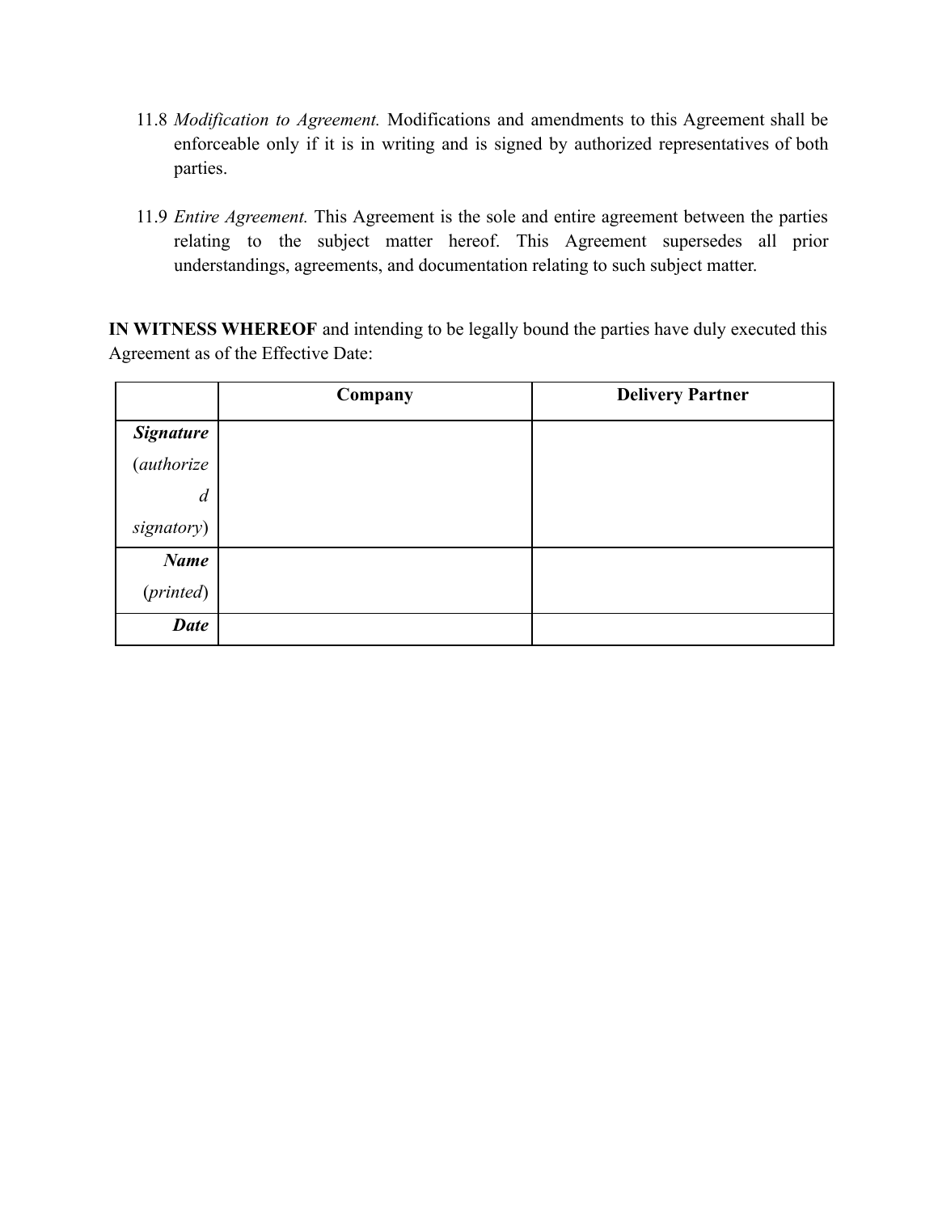11.8 *Modification to Agreement.* Modifications and amendments to this Agreement shall be enforceable only if it is in writing and is signed by authorized representatives of both parties.

11.9 *Entire Agreement.* This Agreement is the sole and entire agreement between the parties relating to the subject matter hereof. This Agreement supersedes all prior understandings, agreements, and documentation relating to such subject matter.

**IN WITNESS WHEREOF** and intending to be legally bound the parties have duly executed this Agreement as of the Effective Date:

| | **Company** | **Delivery Partner** |
|---|---|---|
| ***Signature*** (*authorized signatory*) | | |
| ***Name*** (*printed*) | | |
| ***Date*** | | |